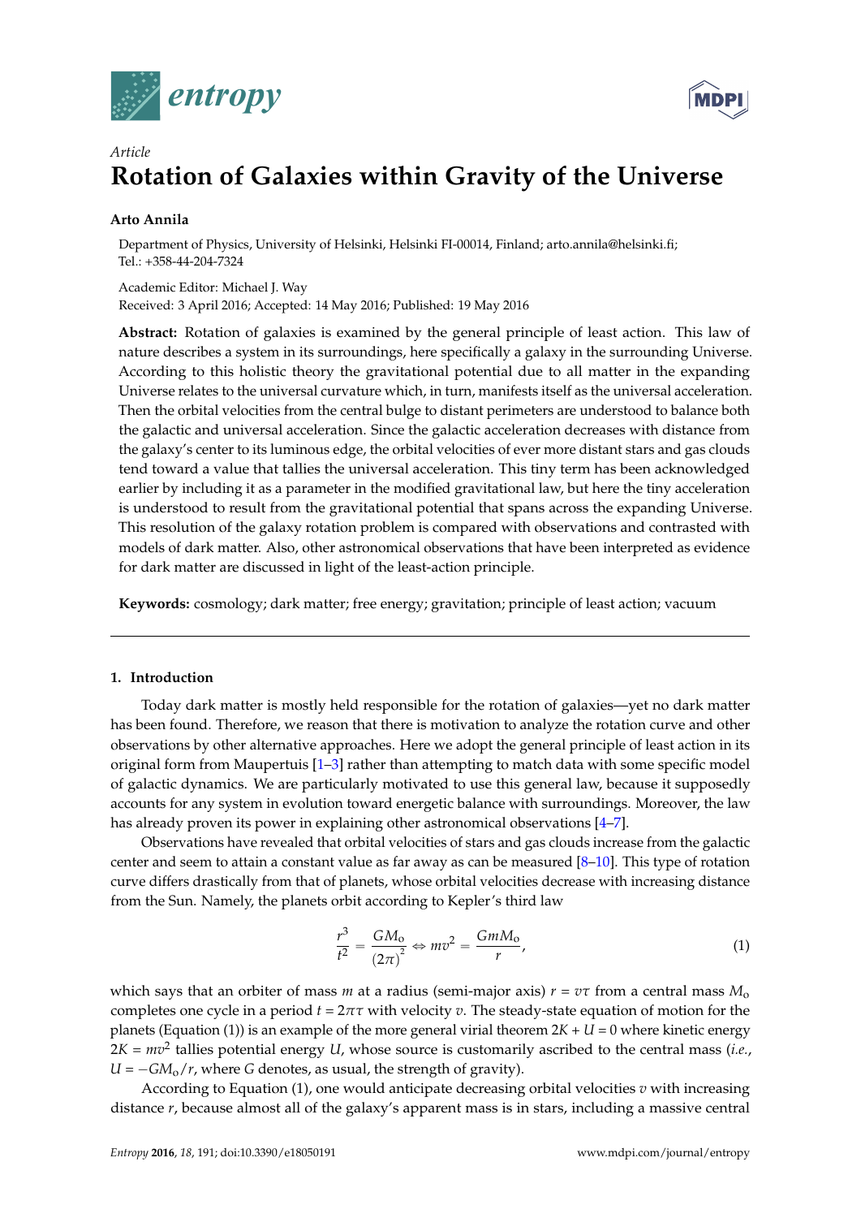*Article*

# Rotation of Galaxies within Gravity of the Universe

**Arto Annila**

Department of Physics, University of Helsinki, Helsinki FI-00014, Finland; arto.annila@helsinki.fi; Tel.: +358-44-204-7324

Academic Editor: Michael J. Way
Received: 3 April 2016; Accepted: 14 May 2016; Published: 19 May 2016

**Abstract:** Rotation of galaxies is examined by the general principle of least action. This law of nature describes a system in its surroundings, here specifically a galaxy in the surrounding Universe. According to this holistic theory the gravitational potential due to all matter in the expanding Universe relates to the universal curvature which, in turn, manifests itself as the universal acceleration. Then the orbital velocities from the central bulge to distant perimeters are understood to balance both the galactic and universal acceleration. Since the galactic acceleration decreases with distance from the galaxy's center to its luminous edge, the orbital velocities of ever more distant stars and gas clouds tend toward a value that tallies the universal acceleration. This tiny term has been acknowledged earlier by including it as a parameter in the modified gravitational law, but here the tiny acceleration is understood to result from the gravitational potential that spans across the expanding Universe. This resolution of the galaxy rotation problem is compared with observations and contrasted with models of dark matter. Also, other astronomical observations that have been interpreted as evidence for dark matter are discussed in light of the least-action principle.

**Keywords:** cosmology; dark matter; free energy; gravitation; principle of least action; vacuum

## 1. Introduction

Today dark matter is mostly held responsible for the rotation of galaxies—yet no dark matter has been found. Therefore, we reason that there is motivation to analyze the rotation curve and other observations by other alternative approaches. Here we adopt the general principle of least action in its original form from Maupertuis [1–3] rather than attempting to match data with some specific model of galactic dynamics. We are particularly motivated to use this general law, because it supposedly accounts for any system in evolution toward energetic balance with surroundings. Moreover, the law has already proven its power in explaining other astronomical observations [4–7].

Observations have revealed that orbital velocities of stars and gas clouds increase from the galactic center and seem to attain a constant value as far away as can be measured [8–10]. This type of rotation curve differs drastically from that of planets, whose orbital velocities decrease with increasing distance from the Sun. Namely, the planets orbit according to Kepler's third law

$$\frac{r^3}{t^2} = \frac{GM_o}{(2\pi)^2} \Leftrightarrow mv^2 = \frac{GmM_o}{r}, \tag{1}$$

which says that an orbiter of mass $m$ at a radius (semi-major axis) $r = v\tau$ from a central mass $M_o$ completes one cycle in a period $t = 2\pi\tau$ with velocity $v$. The steady-state equation of motion for the planets (Equation (1)) is an example of the more general virial theorem $2K + U = 0$ where kinetic energy $2K = mv^2$ tallies potential energy $U$, whose source is customarily ascribed to the central mass (*i.e.*, $U = -GM_o/r$, where $G$ denotes, as usual, the strength of gravity).

According to Equation (1), one would anticipate decreasing orbital velocities $v$ with increasing distance $r$, because almost all of the galaxy's apparent mass is in stars, including a massive central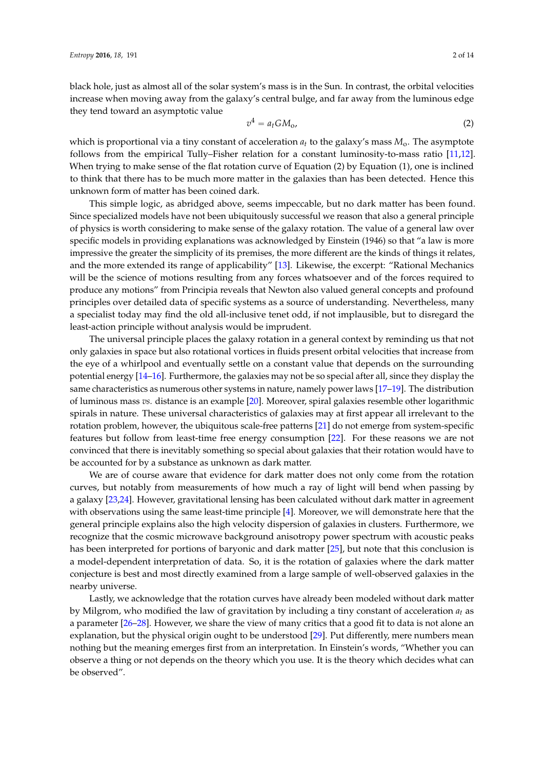black hole, just as almost all of the solar system's mass is in the Sun. In contrast, the orbital velocities increase when moving away from the galaxy's central bulge, and far away from the luminous edge they tend toward an asymptotic value

$$v^4 = a_t G M_o, \tag{2}$$

which is proportional via a tiny constant of acceleration $a_t$ to the galaxy's mass $M_o$. The asymptote follows from the empirical Tully–Fisher relation for a constant luminosity-to-mass ratio [11,12]. When trying to make sense of the flat rotation curve of Equation (2) by Equation (1), one is inclined to think that there has to be much more matter in the galaxies than has been detected. Hence this unknown form of matter has been coined dark.

This simple logic, as abridged above, seems impeccable, but no dark matter has been found. Since specialized models have not been ubiquitously successful we reason that also a general principle of physics is worth considering to make sense of the galaxy rotation. The value of a general law over specific models in providing explanations was acknowledged by Einstein (1946) so that "a law is more impressive the greater the simplicity of its premises, the more different are the kinds of things it relates, and the more extended its range of applicability" [13]. Likewise, the excerpt: "Rational Mechanics will be the science of motions resulting from any forces whatsoever and of the forces required to produce any motions" from Principia reveals that Newton also valued general concepts and profound principles over detailed data of specific systems as a source of understanding. Nevertheless, many a specialist today may find the old all-inclusive tenet odd, if not implausible, but to disregard the least-action principle without analysis would be imprudent.

The universal principle places the galaxy rotation in a general context by reminding us that not only galaxies in space but also rotational vortices in fluids present orbital velocities that increase from the eye of a whirlpool and eventually settle on a constant value that depends on the surrounding potential energy [14–16]. Furthermore, the galaxies may not be so special after all, since they display the same characteristics as numerous other systems in nature, namely power laws [17–19]. The distribution of luminous mass *vs.* distance is an example [20]. Moreover, spiral galaxies resemble other logarithmic spirals in nature. These universal characteristics of galaxies may at first appear all irrelevant to the rotation problem, however, the ubiquitous scale-free patterns [21] do not emerge from system-specific features but follow from least-time free energy consumption [22]. For these reasons we are not convinced that there is inevitably something so special about galaxies that their rotation would have to be accounted for by a substance as unknown as dark matter.

We are of course aware that evidence for dark matter does not only come from the rotation curves, but notably from measurements of how much a ray of light will bend when passing by a galaxy [23,24]. However, gravitational lensing has been calculated without dark matter in agreement with observations using the same least-time principle [4]. Moreover, we will demonstrate here that the general principle explains also the high velocity dispersion of galaxies in clusters. Furthermore, we recognize that the cosmic microwave background anisotropy power spectrum with acoustic peaks has been interpreted for portions of baryonic and dark matter [25], but note that this conclusion is a model-dependent interpretation of data. So, it is the rotation of galaxies where the dark matter conjecture is best and most directly examined from a large sample of well-observed galaxies in the nearby universe.

Lastly, we acknowledge that the rotation curves have already been modeled without dark matter by Milgrom, who modified the law of gravitation by including a tiny constant of acceleration $a_t$ as a parameter [26–28]. However, we share the view of many critics that a good fit to data is not alone an explanation, but the physical origin ought to be understood [29]. Put differently, mere numbers mean nothing but the meaning emerges first from an interpretation. In Einstein's words, "Whether you can observe a thing or not depends on the theory which you use. It is the theory which decides what can be observed".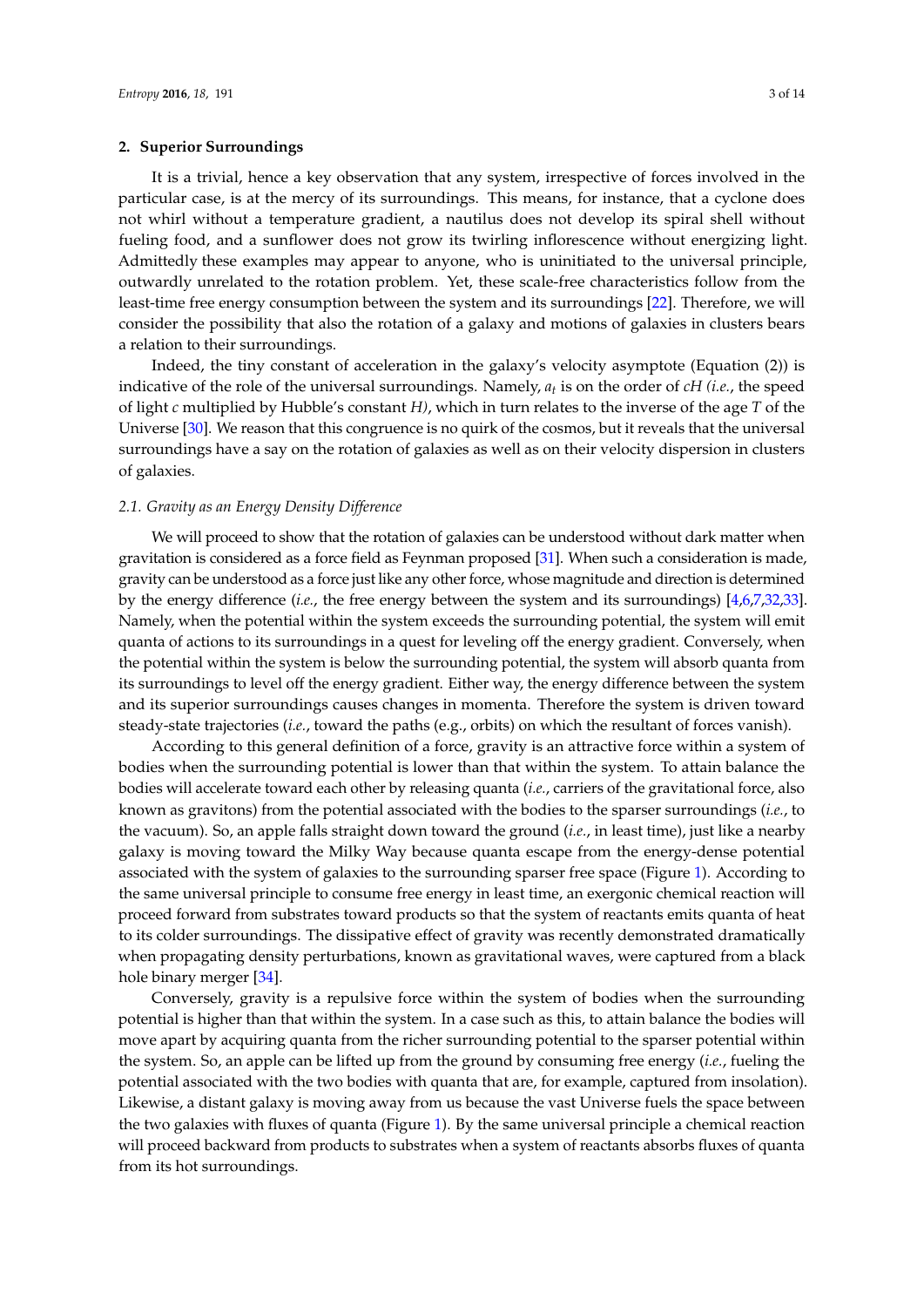## 2. Superior Surroundings

It is a trivial, hence a key observation that any system, irrespective of forces involved in the particular case, is at the mercy of its surroundings. This means, for instance, that a cyclone does not whirl without a temperature gradient, a nautilus does not develop its spiral shell without fueling food, and a sunflower does not grow its twirling inflorescence without energizing light. Admittedly these examples may appear to anyone, who is uninitiated to the universal principle, outwardly unrelated to the rotation problem. Yet, these scale-free characteristics follow from the least-time free energy consumption between the system and its surroundings [22]. Therefore, we will consider the possibility that also the rotation of a galaxy and motions of galaxies in clusters bears a relation to their surroundings.

Indeed, the tiny constant of acceleration in the galaxy's velocity asymptote (Equation (2)) is indicative of the role of the universal surroundings. Namely, $a_t$ is on the order of $cH$ (*i.e.*, the speed of light $c$ multiplied by Hubble's constant $H$), which in turn relates to the inverse of the age $T$ of the Universe [30]. We reason that this congruence is no quirk of the cosmos, but it reveals that the universal surroundings have a say on the rotation of galaxies as well as on their velocity dispersion in clusters of galaxies.

### *2.1. Gravity as an Energy Density Difference*

We will proceed to show that the rotation of galaxies can be understood without dark matter when gravitation is considered as a force field as Feynman proposed [31]. When such a consideration is made, gravity can be understood as a force just like any other force, whose magnitude and direction is determined by the energy difference (*i.e.*, the free energy between the system and its surroundings) [4,6,7,32,33]. Namely, when the potential within the system exceeds the surrounding potential, the system will emit quanta of actions to its surroundings in a quest for leveling off the energy gradient. Conversely, when the potential within the system is below the surrounding potential, the system will absorb quanta from its surroundings to level off the energy gradient. Either way, the energy difference between the system and its superior surroundings causes changes in momenta. Therefore the system is driven toward steady-state trajectories (*i.e.*, toward the paths (e.g., orbits) on which the resultant of forces vanish).

According to this general definition of a force, gravity is an attractive force within a system of bodies when the surrounding potential is lower than that within the system. To attain balance the bodies will accelerate toward each other by releasing quanta (*i.e.*, carriers of the gravitational force, also known as gravitons) from the potential associated with the bodies to the sparser surroundings (*i.e.*, to the vacuum). So, an apple falls straight down toward the ground (*i.e.*, in least time), just like a nearby galaxy is moving toward the Milky Way because quanta escape from the energy-dense potential associated with the system of galaxies to the surrounding sparser free space (Figure 1). According to the same universal principle to consume free energy in least time, an exergonic chemical reaction will proceed forward from substrates toward products so that the system of reactants emits quanta of heat to its colder surroundings. The dissipative effect of gravity was recently demonstrated dramatically when propagating density perturbations, known as gravitational waves, were captured from a black hole binary merger [34].

Conversely, gravity is a repulsive force within the system of bodies when the surrounding potential is higher than that within the system. In a case such as this, to attain balance the bodies will move apart by acquiring quanta from the richer surrounding potential to the sparser potential within the system. So, an apple can be lifted up from the ground by consuming free energy (*i.e.*, fueling the potential associated with the two bodies with quanta that are, for example, captured from insolation). Likewise, a distant galaxy is moving away from us because the vast Universe fuels the space between the two galaxies with fluxes of quanta (Figure 1). By the same universal principle a chemical reaction will proceed backward from products to substrates when a system of reactants absorbs fluxes of quanta from its hot surroundings.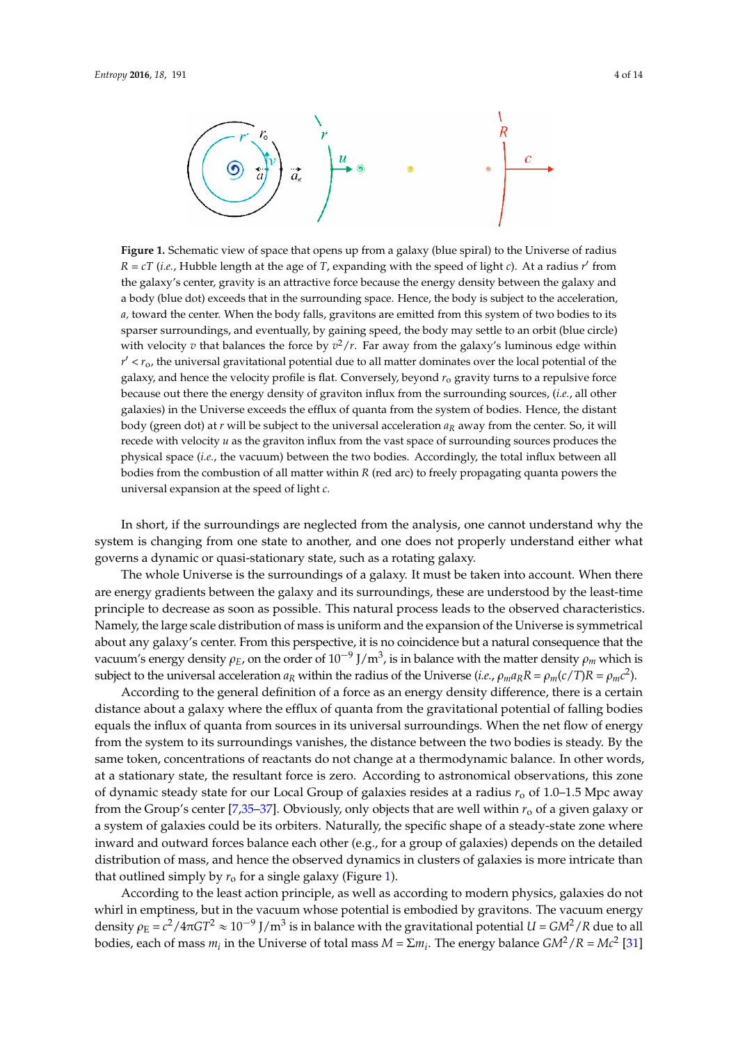**Figure 1.** Schematic view of space that opens up from a galaxy (blue spiral) to the Universe of radius $R = cT$ (*i.e.*, Hubble length at the age of $T$, expanding with the speed of light $c$). At a radius $r'$ from the galaxy's center, gravity is an attractive force because the energy density between the galaxy and a body (blue dot) exceeds that in the surrounding space. Hence, the body is subject to the acceleration, $a$, toward the center. When the body falls, gravitons are emitted from this system of two bodies to its sparser surroundings, and eventually, by gaining speed, the body may settle to an orbit (blue circle) with velocity $v$ that balances the force by $v^2/r$. Far away from the galaxy's luminous edge within $r' < r_o$, the universal gravitational potential due to all matter dominates over the local potential of the galaxy, and hence the velocity profile is flat. Conversely, beyond $r_o$ gravity turns to a repulsive force because out there the energy density of graviton influx from the surrounding sources, (*i.e.*, all other galaxies) in the Universe exceeds the efflux of quanta from the system of bodies. Hence, the distant body (green dot) at $r$ will be subject to the universal acceleration $a_R$ away from the center. So, it will recede with velocity $u$ as the graviton influx from the vast space of surrounding sources produces the physical space (*i.e.*, the vacuum) between the two bodies. Accordingly, the total influx between all bodies from the combustion of all matter within $R$ (red arc) to freely propagating quanta powers the universal expansion at the speed of light $c$.

In short, if the surroundings are neglected from the analysis, one cannot understand why the system is changing from one state to another, and one does not properly understand either what governs a dynamic or quasi-stationary state, such as a rotating galaxy.

The whole Universe is the surroundings of a galaxy. It must be taken into account. When there are energy gradients between the galaxy and its surroundings, these are understood by the least-time principle to decrease as soon as possible. This natural process leads to the observed characteristics. Namely, the large scale distribution of mass is uniform and the expansion of the Universe is symmetrical about any galaxy's center. From this perspective, it is no coincidence but a natural consequence that the vacuum's energy density $\rho_E$, on the order of $10^{-9}$ J/m$^3$, is in balance with the matter density $\rho_m$ which is subject to the universal acceleration $a_R$ within the radius of the Universe (*i.e.*, $\rho_m a_R R = \rho_m(c/T)R = \rho_m c^2$).

According to the general definition of a force as an energy density difference, there is a certain distance about a galaxy where the efflux of quanta from the gravitational potential of falling bodies equals the influx of quanta from sources in its universal surroundings. When the net flow of energy from the system to its surroundings vanishes, the distance between the two bodies is steady. By the same token, concentrations of reactants do not change at a thermodynamic balance. In other words, at a stationary state, the resultant force is zero. According to astronomical observations, this zone of dynamic steady state for our Local Group of galaxies resides at a radius $r_o$ of 1.0–1.5 Mpc away from the Group's center [7,35–37]. Obviously, only objects that are well within $r_o$ of a given galaxy or a system of galaxies could be its orbiters. Naturally, the specific shape of a steady-state zone where inward and outward forces balance each other (e.g., for a group of galaxies) depends on the detailed distribution of mass, and hence the observed dynamics in clusters of galaxies is more intricate than that outlined simply by $r_o$ for a single galaxy (Figure 1).

According to the least action principle, as well as according to modern physics, galaxies do not whirl in emptiness, but in the vacuum whose potential is embodied by gravitons. The vacuum energy density $\rho_E = c^2/4\pi GT^2 \approx 10^{-9}$ J/m$^3$ is in balance with the gravitational potential $U = GM^2/R$ due to all bodies, each of mass $m_i$ in the Universe of total mass $M = \Sigma m_i$. The energy balance $GM^2/R = Mc^2$ [31]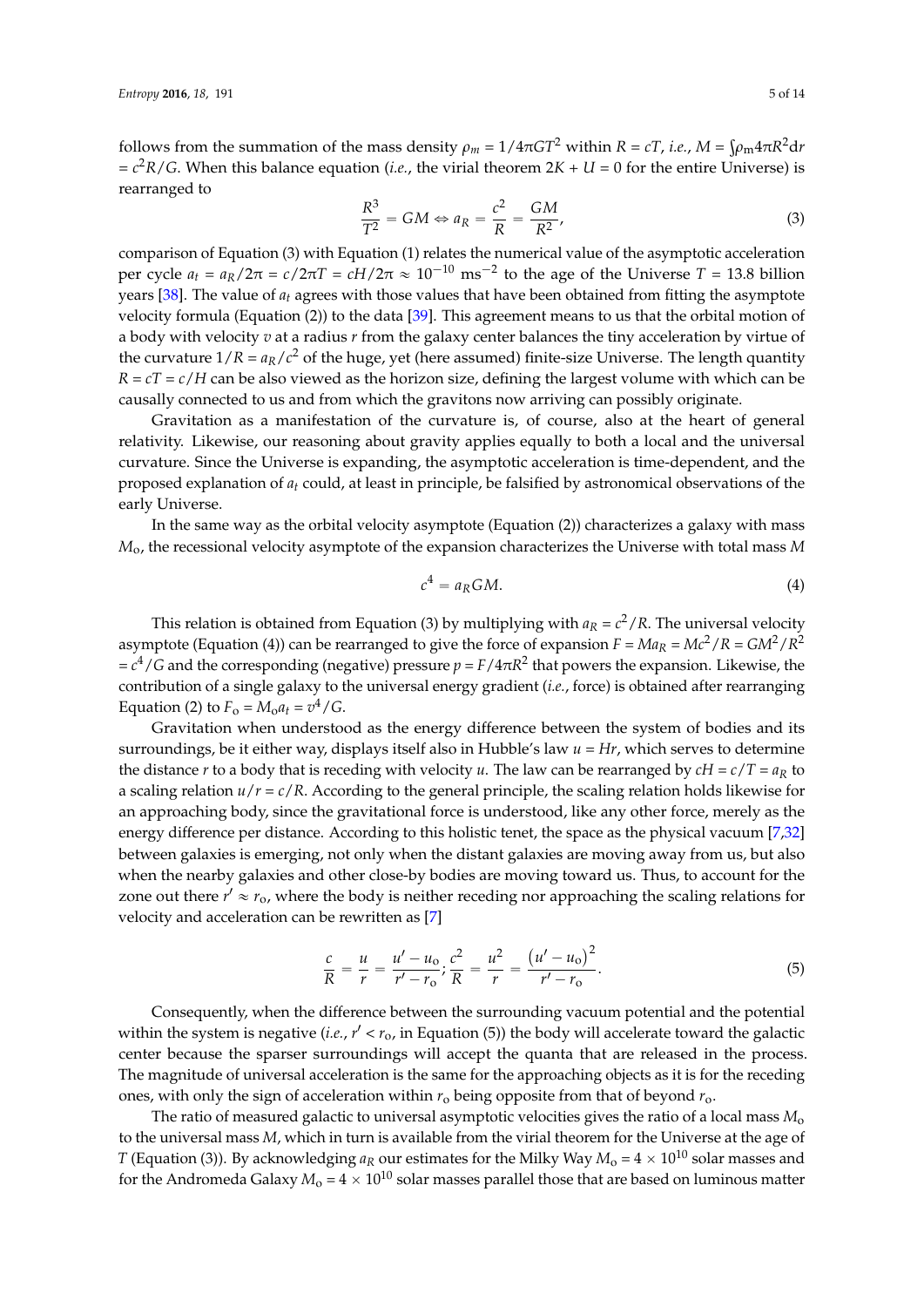follows from the summation of the mass density $\rho_m = 1/4\pi GT^2$ within $R = cT$, *i.e.*, $M = \int \rho_m 4\pi R^2 \mathrm{d}r = c^2R/G$. When this balance equation (*i.e.*, the virial theorem $2K + U = 0$ for the entire Universe) is rearranged to

$$\frac{R^3}{T^2} = GM \Leftrightarrow a_R = \frac{c^2}{R} = \frac{GM}{R^2}, \tag{3}$$

comparison of Equation (3) with Equation (1) relates the numerical value of the asymptotic acceleration per cycle $a_t = a_R/2\pi = c/2\pi T = cH/2\pi \approx 10^{-10}$ ms$^{-2}$ to the age of the Universe $T$ = 13.8 billion years [38]. The value of $a_t$ agrees with those values that have been obtained from fitting the asymptote velocity formula (Equation (2)) to the data [39]. This agreement means to us that the orbital motion of a body with velocity $v$ at a radius $r$ from the galaxy center balances the tiny acceleration by virtue of the curvature $1/R = a_R/c^2$ of the huge, yet (here assumed) finite-size Universe. The length quantity $R = cT = c/H$ can be also viewed as the horizon size, defining the largest volume with which can be causally connected to us and from which the gravitons now arriving can possibly originate.

Gravitation as a manifestation of the curvature is, of course, also at the heart of general relativity. Likewise, our reasoning about gravity applies equally to both a local and the universal curvature. Since the Universe is expanding, the asymptotic acceleration is time-dependent, and the proposed explanation of $a_t$ could, at least in principle, be falsified by astronomical observations of the early Universe.

In the same way as the orbital velocity asymptote (Equation (2)) characterizes a galaxy with mass $M_o$, the recessional velocity asymptote of the expansion characterizes the Universe with total mass $M$

$$c^4 = a_R GM. \tag{4}$$

This relation is obtained from Equation (3) by multiplying with $a_R = c^2/R$. The universal velocity asymptote (Equation (4)) can be rearranged to give the force of expansion $F = Ma_R = Mc^2/R = GM^2/R^2 = c^4/G$ and the corresponding (negative) pressure $p = F/4\pi R^2$ that powers the expansion. Likewise, the contribution of a single galaxy to the universal energy gradient (*i.e.*, force) is obtained after rearranging Equation (2) to $F_o = M_o a_t = v^4/G$.

Gravitation when understood as the energy difference between the system of bodies and its surroundings, be it either way, displays itself also in Hubble's law $u = Hr$, which serves to determine the distance $r$ to a body that is receding with velocity $u$. The law can be rearranged by $cH = c/T = a_R$ to a scaling relation $u/r = c/R$. According to the general principle, the scaling relation holds likewise for an approaching body, since the gravitational force is understood, like any other force, merely as the energy difference per distance. According to this holistic tenet, the space as the physical vacuum [7,32] between galaxies is emerging, not only when the distant galaxies are moving away from us, but also when the nearby galaxies and other close-by bodies are moving toward us. Thus, to account for the zone out there $r' \approx r_o$, where the body is neither receding nor approaching the scaling relations for velocity and acceleration can be rewritten as [7]

$$\frac{c}{R} = \frac{u}{r} = \frac{u' - u_o}{r' - r_o}; \frac{c^2}{R} = \frac{u^2}{r} = \frac{\left(u' - u_o\right)^2}{r' - r_o}. \tag{5}$$

Consequently, when the difference between the surrounding vacuum potential and the potential within the system is negative (*i.e.*, $r' < r_o$, in Equation (5)) the body will accelerate toward the galactic center because the sparser surroundings will accept the quanta that are released in the process. The magnitude of universal acceleration is the same for the approaching objects as it is for the receding ones, with only the sign of acceleration within $r_o$ being opposite from that of beyond $r_o$.

The ratio of measured galactic to universal asymptotic velocities gives the ratio of a local mass $M_o$ to the universal mass $M$, which in turn is available from the virial theorem for the Universe at the age of $T$ (Equation (3)). By acknowledging $a_R$ our estimates for the Milky Way $M_o = 4 \times 10^{10}$ solar masses and for the Andromeda Galaxy $M_o = 4 \times 10^{10}$ solar masses parallel those that are based on luminous matter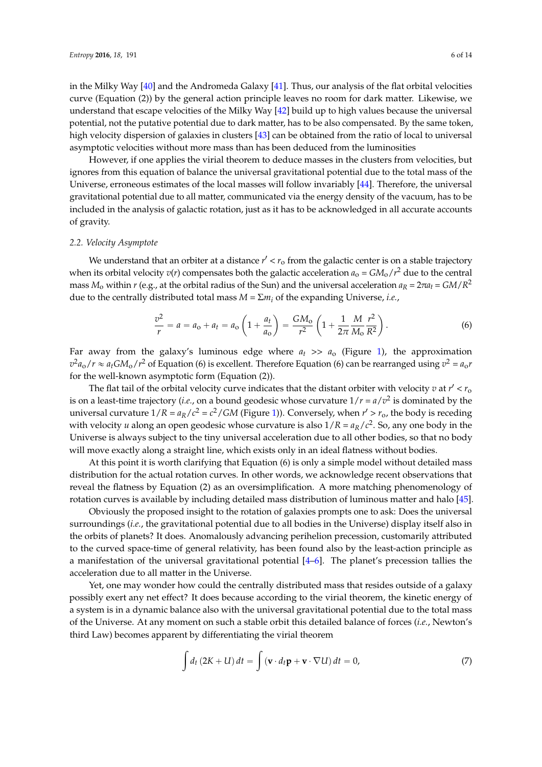in the Milky Way [40] and the Andromeda Galaxy [41]. Thus, our analysis of the flat orbital velocities curve (Equation (2)) by the general action principle leaves no room for dark matter. Likewise, we understand that escape velocities of the Milky Way [42] build up to high values because the universal potential, not the putative potential due to dark matter, has to be also compensated. By the same token, high velocity dispersion of galaxies in clusters [43] can be obtained from the ratio of local to universal asymptotic velocities without more mass than has been deduced from the luminosities

However, if one applies the virial theorem to deduce masses in the clusters from velocities, but ignores from this equation of balance the universal gravitational potential due to the total mass of the Universe, erroneous estimates of the local masses will follow invariably [44]. Therefore, the universal gravitational potential due to all matter, communicated via the energy density of the vacuum, has to be included in the analysis of galactic rotation, just as it has to be acknowledged in all accurate accounts of gravity.

### 2.2. Velocity Asymptote

We understand that an orbiter at a distance $r' < r_o$ from the galactic center is on a stable trajectory when its orbital velocity $v(r)$ compensates both the galactic acceleration $a_o = GM_o/r^2$ due to the central mass $M_o$ within $r$ (e.g., at the orbital radius of the Sun) and the universal acceleration $a_R = 2\pi a_t = GM/R^2$ due to the centrally distributed total mass $M = \Sigma m_i$ of the expanding Universe, *i.e.*,

$$\frac{v^2}{r} = a = a_o + a_t = a_o\left(1 + \frac{a_t}{a_o}\right) = \frac{GM_o}{r^2}\left(1 + \frac{1}{2\pi}\frac{M}{M_o}\frac{r^2}{R^2}\right). \tag{6}$$

Far away from the galaxy's luminous edge where $a_t >> a_o$ (Figure 1), the approximation $v^2 a_o/r \approx a_t GM_o/r^2$ of Equation (6) is excellent. Therefore Equation (6) can be rearranged using $v^2 = a_o r$ for the well-known asymptotic form (Equation (2)).

The flat tail of the orbital velocity curve indicates that the distant orbiter with velocity $v$ at $r' < r_o$ is on a least-time trajectory (*i.e.*, on a bound geodesic whose curvature $1/r = a/v^2$ is dominated by the universal curvature $1/R = a_R/c^2 = c^2/GM$ (Figure 1)). Conversely, when $r' > r_o$, the body is receding with velocity $u$ along an open geodesic whose curvature is also $1/R = a_R/c^2$. So, any one body in the Universe is always subject to the tiny universal acceleration due to all other bodies, so that no body will move exactly along a straight line, which exists only in an ideal flatness without bodies.

At this point it is worth clarifying that Equation (6) is only a simple model without detailed mass distribution for the actual rotation curves. In other words, we acknowledge recent observations that reveal the flatness by Equation (2) as an oversimplification. A more matching phenomenology of rotation curves is available by including detailed mass distribution of luminous matter and halo [45].

Obviously the proposed insight to the rotation of galaxies prompts one to ask: Does the universal surroundings (*i.e.*, the gravitational potential due to all bodies in the Universe) display itself also in the orbits of planets? It does. Anomalously advancing perihelion precession, customarily attributed to the curved space-time of general relativity, has been found also by the least-action principle as a manifestation of the universal gravitational potential [4–6]. The planet's precession tallies the acceleration due to all matter in the Universe.

Yet, one may wonder how could the centrally distributed mass that resides outside of a galaxy possibly exert any net effect? It does because according to the virial theorem, the kinetic energy of a system is in a dynamic balance also with the universal gravitational potential due to the total mass of the Universe. At any moment on such a stable orbit this detailed balance of forces (*i.e.*, Newton's third Law) becomes apparent by differentiating the virial theorem

$$\int d_t\,(2K + U)\,dt = \int (\mathbf{v}\cdot d_t\mathbf{p} + \mathbf{v}\cdot\nabla U)\,dt = 0, \tag{7}$$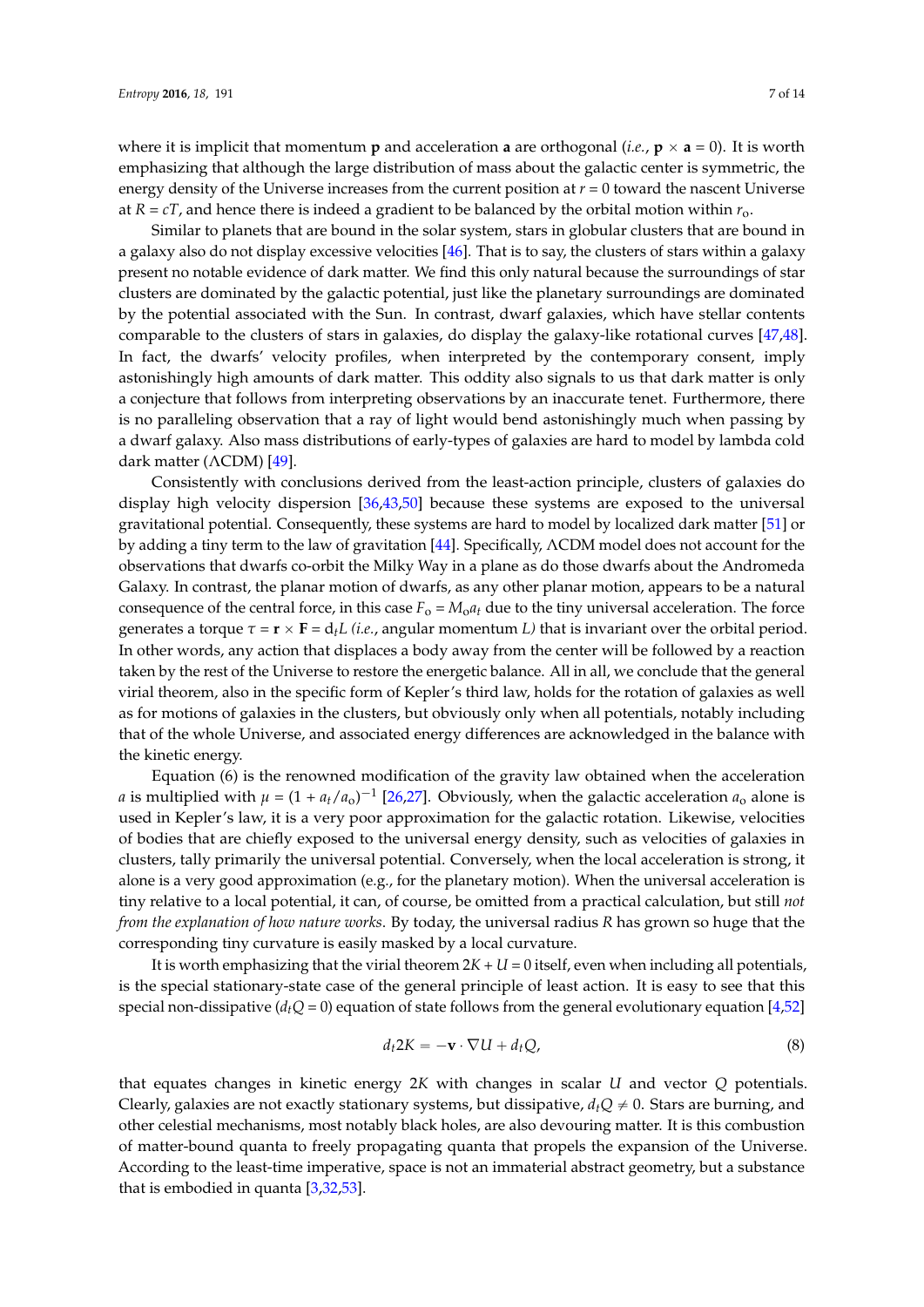where it is implicit that momentum **p** and acceleration **a** are orthogonal (*i.e.*, $\mathbf{p} \times \mathbf{a} = 0$). It is worth emphasizing that although the large distribution of mass about the galactic center is symmetric, the energy density of the Universe increases from the current position at $r = 0$ toward the nascent Universe at $R = cT$, and hence there is indeed a gradient to be balanced by the orbital motion within $r_o$.

Similar to planets that are bound in the solar system, stars in globular clusters that are bound in a galaxy also do not display excessive velocities [46]. That is to say, the clusters of stars within a galaxy present no notable evidence of dark matter. We find this only natural because the surroundings of star clusters are dominated by the galactic potential, just like the planetary surroundings are dominated by the potential associated with the Sun. In contrast, dwarf galaxies, which have stellar contents comparable to the clusters of stars in galaxies, do display the galaxy-like rotational curves [47,48]. In fact, the dwarfs' velocity profiles, when interpreted by the contemporary consent, imply astonishingly high amounts of dark matter. This oddity also signals to us that dark matter is only a conjecture that follows from interpreting observations by an inaccurate tenet. Furthermore, there is no paralleling observation that a ray of light would bend astonishingly much when passing by a dwarf galaxy. Also mass distributions of early-types of galaxies are hard to model by lambda cold dark matter (ΛCDM) [49].

Consistently with conclusions derived from the least-action principle, clusters of galaxies do display high velocity dispersion [36,43,50] because these systems are exposed to the universal gravitational potential. Consequently, these systems are hard to model by localized dark matter [51] or by adding a tiny term to the law of gravitation [44]. Specifically, ΛCDM model does not account for the observations that dwarfs co-orbit the Milky Way in a plane as do those dwarfs about the Andromeda Galaxy. In contrast, the planar motion of dwarfs, as any other planar motion, appears to be a natural consequence of the central force, in this case $F_o = M_o a_t$ due to the tiny universal acceleration. The force generates a torque $\tau = \mathbf{r} \times \mathbf{F} = \mathrm{d}_t L$ (*i.e.*, angular momentum $L$) that is invariant over the orbital period. In other words, any action that displaces a body away from the center will be followed by a reaction taken by the rest of the Universe to restore the energetic balance. All in all, we conclude that the general virial theorem, also in the specific form of Kepler's third law, holds for the rotation of galaxies as well as for motions of galaxies in the clusters, but obviously only when all potentials, notably including that of the whole Universe, and associated energy differences are acknowledged in the balance with the kinetic energy.

Equation (6) is the renowned modification of the gravity law obtained when the acceleration $a$ is multiplied with $\mu = (1 + a_t/a_o)^{-1}$ [26,27]. Obviously, when the galactic acceleration $a_o$ alone is used in Kepler's law, it is a very poor approximation for the galactic rotation. Likewise, velocities of bodies that are chiefly exposed to the universal energy density, such as velocities of galaxies in clusters, tally primarily the universal potential. Conversely, when the local acceleration is strong, it alone is a very good approximation (e.g., for the planetary motion). When the universal acceleration is tiny relative to a local potential, it can, of course, be omitted from a practical calculation, but still *not from the explanation of how nature works*. By today, the universal radius $R$ has grown so huge that the corresponding tiny curvature is easily masked by a local curvature.

It is worth emphasizing that the virial theorem $2K + U = 0$ itself, even when including all potentials, is the special stationary-state case of the general principle of least action. It is easy to see that this special non-dissipative ($d_tQ = 0$) equation of state follows from the general evolutionary equation [4,52]

$$d_t 2K = -\mathbf{v} \cdot \nabla U + d_t Q, \tag{8}$$

that equates changes in kinetic energy $2K$ with changes in scalar $U$ and vector $Q$ potentials. Clearly, galaxies are not exactly stationary systems, but dissipative, $d_tQ \neq 0$. Stars are burning, and other celestial mechanisms, most notably black holes, are also devouring matter. It is this combustion of matter-bound quanta to freely propagating quanta that propels the expansion of the Universe. According to the least-time imperative, space is not an immaterial abstract geometry, but a substance that is embodied in quanta [3,32,53].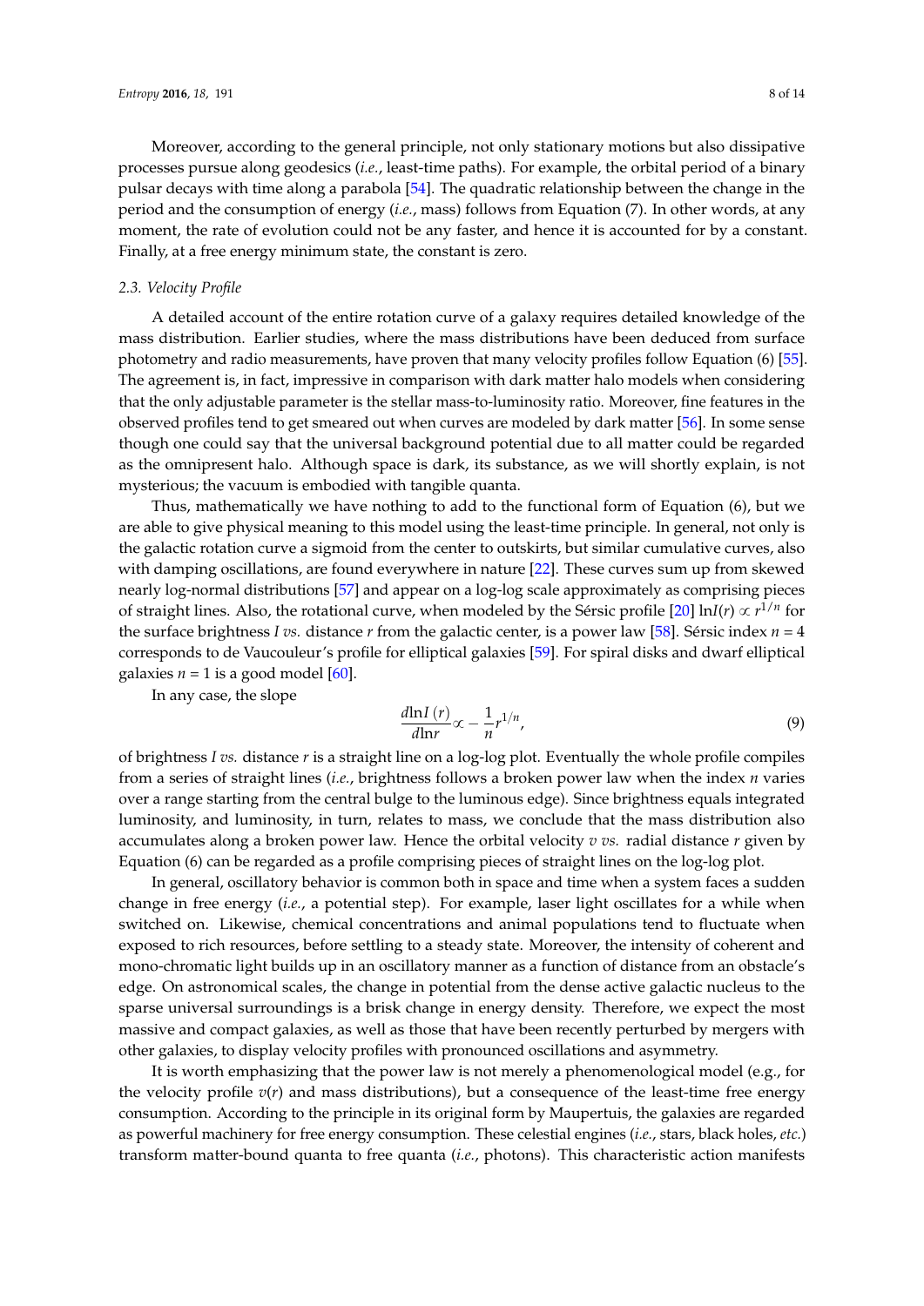Moreover, according to the general principle, not only stationary motions but also dissipative processes pursue along geodesics (*i.e.*, least-time paths). For example, the orbital period of a binary pulsar decays with time along a parabola [54]. The quadratic relationship between the change in the period and the consumption of energy (*i.e.*, mass) follows from Equation (7). In other words, at any moment, the rate of evolution could not be any faster, and hence it is accounted for by a constant. Finally, at a free energy minimum state, the constant is zero.

### 2.3. Velocity Profile

A detailed account of the entire rotation curve of a galaxy requires detailed knowledge of the mass distribution. Earlier studies, where the mass distributions have been deduced from surface photometry and radio measurements, have proven that many velocity profiles follow Equation (6) [55]. The agreement is, in fact, impressive in comparison with dark matter halo models when considering that the only adjustable parameter is the stellar mass-to-luminosity ratio. Moreover, fine features in the observed profiles tend to get smeared out when curves are modeled by dark matter [56]. In some sense though one could say that the universal background potential due to all matter could be regarded as the omnipresent halo. Although space is dark, its substance, as we will shortly explain, is not mysterious; the vacuum is embodied with tangible quanta.

Thus, mathematically we have nothing to add to the functional form of Equation (6), but we are able to give physical meaning to this model using the least-time principle. In general, not only is the galactic rotation curve a sigmoid from the center to outskirts, but similar cumulative curves, also with damping oscillations, are found everywhere in nature [22]. These curves sum up from skewed nearly log-normal distributions [57] and appear on a log-log scale approximately as comprising pieces of straight lines. Also, the rotational curve, when modeled by the Sérsic profile [20] $\ln I(r) \propto r^{1/n}$ for the surface brightness $I$ *vs.* distance $r$ from the galactic center, is a power law [58]. Sérsic index $n = 4$ corresponds to de Vaucouleur's profile for elliptical galaxies [59]. For spiral disks and dwarf elliptical galaxies $n = 1$ is a good model [60].

In any case, the slope

$$\frac{d\ln I\,(r)}{d\ln r} \propto -\frac{1}{n} r^{1/n}, \tag{9}$$

of brightness $I$ *vs.* distance $r$ is a straight line on a log-log plot. Eventually the whole profile compiles from a series of straight lines (*i.e.*, brightness follows a broken power law when the index $n$ varies over a range starting from the central bulge to the luminous edge). Since brightness equals integrated luminosity, and luminosity, in turn, relates to mass, we conclude that the mass distribution also accumulates along a broken power law. Hence the orbital velocity $v$ *vs.* radial distance $r$ given by Equation (6) can be regarded as a profile comprising pieces of straight lines on the log-log plot.

In general, oscillatory behavior is common both in space and time when a system faces a sudden change in free energy (*i.e.*, a potential step). For example, laser light oscillates for a while when switched on. Likewise, chemical concentrations and animal populations tend to fluctuate when exposed to rich resources, before settling to a steady state. Moreover, the intensity of coherent and mono-chromatic light builds up in an oscillatory manner as a function of distance from an obstacle's edge. On astronomical scales, the change in potential from the dense active galactic nucleus to the sparse universal surroundings is a brisk change in energy density. Therefore, we expect the most massive and compact galaxies, as well as those that have been recently perturbed by mergers with other galaxies, to display velocity profiles with pronounced oscillations and asymmetry.

It is worth emphasizing that the power law is not merely a phenomenological model (e.g., for the velocity profile $v(r)$ and mass distributions), but a consequence of the least-time free energy consumption. According to the principle in its original form by Maupertuis, the galaxies are regarded as powerful machinery for free energy consumption. These celestial engines (*i.e.*, stars, black holes, *etc.*) transform matter-bound quanta to free quanta (*i.e.*, photons). This characteristic action manifests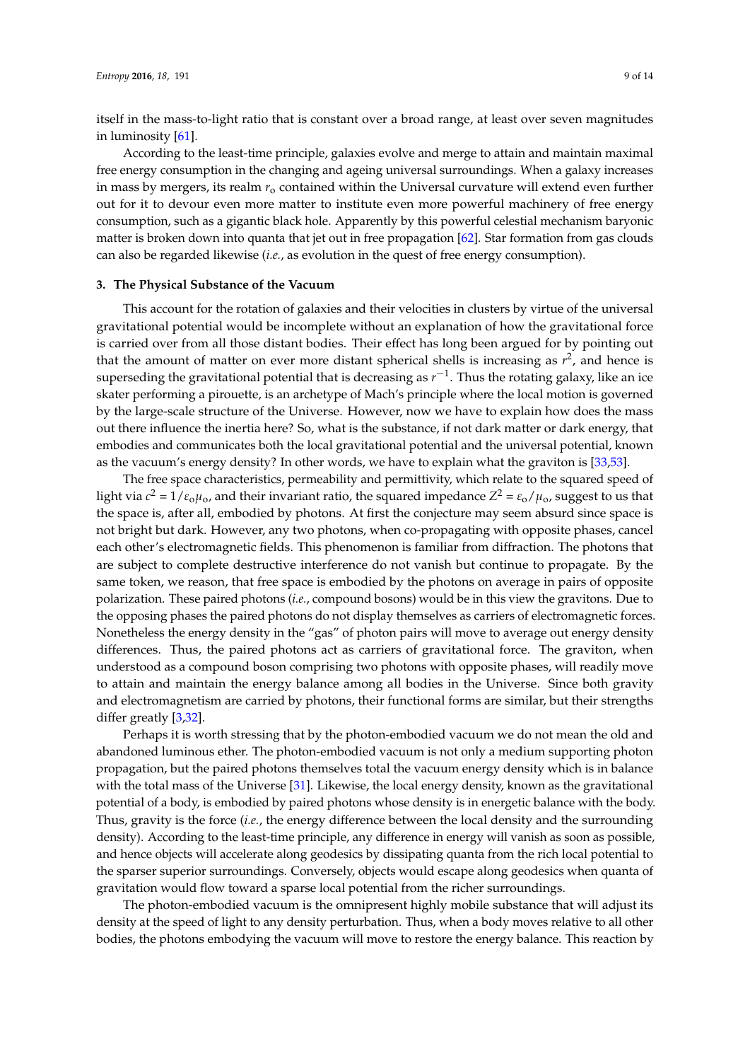itself in the mass-to-light ratio that is constant over a broad range, at least over seven magnitudes in luminosity [61].

According to the least-time principle, galaxies evolve and merge to attain and maintain maximal free energy consumption in the changing and ageing universal surroundings. When a galaxy increases in mass by mergers, its realm $r_o$ contained within the Universal curvature will extend even further out for it to devour even more matter to institute even more powerful machinery of free energy consumption, such as a gigantic black hole. Apparently by this powerful celestial mechanism baryonic matter is broken down into quanta that jet out in free propagation [62]. Star formation from gas clouds can also be regarded likewise (*i.e.*, as evolution in the quest of free energy consumption).

## 3. The Physical Substance of the Vacuum

This account for the rotation of galaxies and their velocities in clusters by virtue of the universal gravitational potential would be incomplete without an explanation of how the gravitational force is carried over from all those distant bodies. Their effect has long been argued for by pointing out that the amount of matter on ever more distant spherical shells is increasing as $r^2$, and hence is superseding the gravitational potential that is decreasing as $r^{-1}$. Thus the rotating galaxy, like an ice skater performing a pirouette, is an archetype of Mach's principle where the local motion is governed by the large-scale structure of the Universe. However, now we have to explain how does the mass out there influence the inertia here? So, what is the substance, if not dark matter or dark energy, that embodies and communicates both the local gravitational potential and the universal potential, known as the vacuum's energy density? In other words, we have to explain what the graviton is [33,53].

The free space characteristics, permeability and permittivity, which relate to the squared speed of light via $c^2 = 1/\varepsilon_o\mu_o$, and their invariant ratio, the squared impedance $Z^2 = \varepsilon_o/\mu_o$, suggest to us that the space is, after all, embodied by photons. At first the conjecture may seem absurd since space is not bright but dark. However, any two photons, when co-propagating with opposite phases, cancel each other's electromagnetic fields. This phenomenon is familiar from diffraction. The photons that are subject to complete destructive interference do not vanish but continue to propagate. By the same token, we reason, that free space is embodied by the photons on average in pairs of opposite polarization. These paired photons (*i.e.*, compound bosons) would be in this view the gravitons. Due to the opposing phases the paired photons do not display themselves as carriers of electromagnetic forces. Nonetheless the energy density in the "gas" of photon pairs will move to average out energy density differences. Thus, the paired photons act as carriers of gravitational force. The graviton, when understood as a compound boson comprising two photons with opposite phases, will readily move to attain and maintain the energy balance among all bodies in the Universe. Since both gravity and electromagnetism are carried by photons, their functional forms are similar, but their strengths differ greatly [3,32].

Perhaps it is worth stressing that by the photon-embodied vacuum we do not mean the old and abandoned luminous ether. The photon-embodied vacuum is not only a medium supporting photon propagation, but the paired photons themselves total the vacuum energy density which is in balance with the total mass of the Universe [31]. Likewise, the local energy density, known as the gravitational potential of a body, is embodied by paired photons whose density is in energetic balance with the body. Thus, gravity is the force (*i.e.*, the energy difference between the local density and the surrounding density). According to the least-time principle, any difference in energy will vanish as soon as possible, and hence objects will accelerate along geodesics by dissipating quanta from the rich local potential to the sparser superior surroundings. Conversely, objects would escape along geodesics when quanta of gravitation would flow toward a sparse local potential from the richer surroundings.

The photon-embodied vacuum is the omnipresent highly mobile substance that will adjust its density at the speed of light to any density perturbation. Thus, when a body moves relative to all other bodies, the photons embodying the vacuum will move to restore the energy balance. This reaction by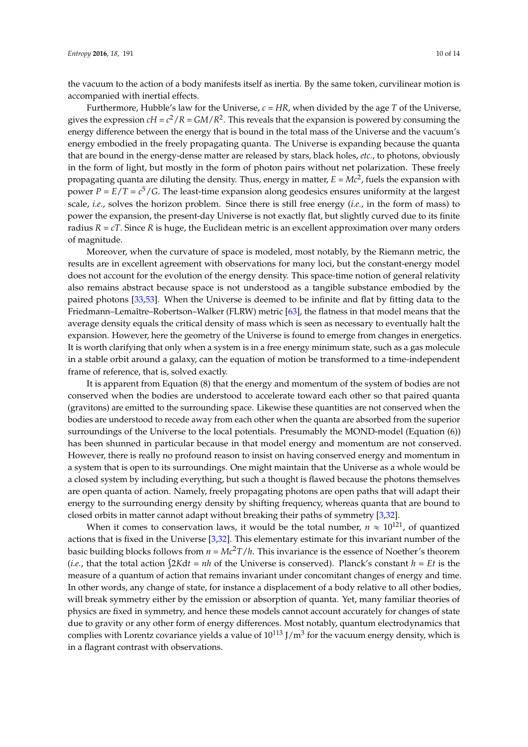the vacuum to the action of a body manifests itself as inertia. By the same token, curvilinear motion is accompanied with inertial effects.

Furthermore, Hubble's law for the Universe, $c = HR$, when divided by the age $T$ of the Universe, gives the expression $cH = c^2/R = GM/R^2$. This reveals that the expansion is powered by consuming the energy difference between the energy that is bound in the total mass of the Universe and the vacuum's energy embodied in the freely propagating quanta. The Universe is expanding because the quanta that are bound in the energy-dense matter are released by stars, black holes, *etc.*, to photons, obviously in the form of light, but mostly in the form of photon pairs without net polarization. These freely propagating quanta are diluting the density. Thus, energy in matter, $E = Mc^2$, fuels the expansion with power $P = E/T = c^5/G$. The least-time expansion along geodesics ensures uniformity at the largest scale, *i.e.*, solves the horizon problem. Since there is still free energy (*i.e.*, in the form of mass) to power the expansion, the present-day Universe is not exactly flat, but slightly curved due to its finite radius $R = cT$. Since $R$ is huge, the Euclidean metric is an excellent approximation over many orders of magnitude.

Moreover, when the curvature of space is modeled, most notably, by the Riemann metric, the results are in excellent agreement with observations for many loci, but the constant-energy model does not account for the evolution of the energy density. This space-time notion of general relativity also remains abstract because space is not understood as a tangible substance embodied by the paired photons [33,53]. When the Universe is deemed to be infinite and flat by fitting data to the Friedmann–Lemaître–Robertson–Walker (FLRW) metric [63], the flatness in that model means that the average density equals the critical density of mass which is seen as necessary to eventually halt the expansion. However, here the geometry of the Universe is found to emerge from changes in energetics. It is worth clarifying that only when a system is in a free energy minimum state, such as a gas molecule in a stable orbit around a galaxy, can the equation of motion be transformed to a time-independent frame of reference, that is, solved exactly.

It is apparent from Equation (8) that the energy and momentum of the system of bodies are not conserved when the bodies are understood to accelerate toward each other so that paired quanta (gravitons) are emitted to the surrounding space. Likewise these quantities are not conserved when the bodies are understood to recede away from each other when the quanta are absorbed from the superior surroundings of the Universe to the local potentials. Presumably the MOND-model (Equation (6)) has been shunned in particular because in that model energy and momentum are not conserved. However, there is really no profound reason to insist on having conserved energy and momentum in a system that is open to its surroundings. One might maintain that the Universe as a whole would be a closed system by including everything, but such a thought is flawed because the photons themselves are open quanta of action. Namely, freely propagating photons are open paths that will adapt their energy to the surrounding energy density by shifting frequency, whereas quanta that are bound to closed orbits in matter cannot adapt without breaking their paths of symmetry [3,32].

When it comes to conservation laws, it would be the total number, $n \approx 10^{121}$, of quantized actions that is fixed in the Universe [3,32]. This elementary estimate for this invariant number of the basic building blocks follows from $n = Mc^2T/h$. This invariance is the essence of Noether's theorem (*i.e.*, that the total action $\int 2K\mathrm{d}t = nh$ of the Universe is conserved). Planck's constant $h = Et$ is the measure of a quantum of action that remains invariant under concomitant changes of energy and time. In other words, any change of state, for instance a displacement of a body relative to all other bodies, will break symmetry either by the emission or absorption of quanta. Yet, many familiar theories of physics are fixed in symmetry, and hence these models cannot account accurately for changes of state due to gravity or any other form of energy differences. Most notably, quantum electrodynamics that complies with Lorentz covariance yields a value of $10^{113}$ J/m$^3$ for the vacuum energy density, which is in a flagrant contrast with observations.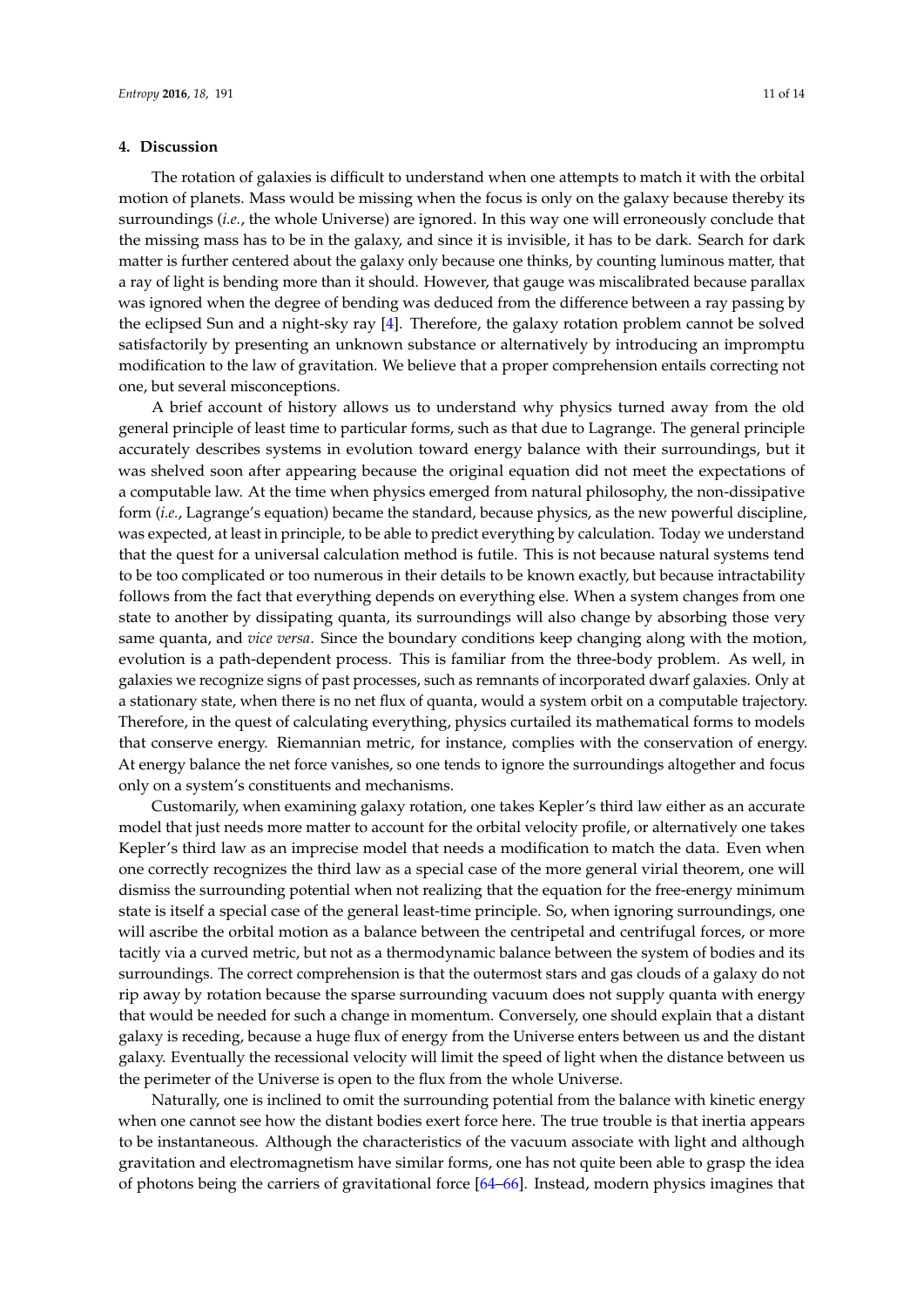## 4. Discussion

The rotation of galaxies is difficult to understand when one attempts to match it with the orbital motion of planets. Mass would be missing when the focus is only on the galaxy because thereby its surroundings (*i.e.*, the whole Universe) are ignored. In this way one will erroneously conclude that the missing mass has to be in the galaxy, and since it is invisible, it has to be dark. Search for dark matter is further centered about the galaxy only because one thinks, by counting luminous matter, that a ray of light is bending more than it should. However, that gauge was miscalibrated because parallax was ignored when the degree of bending was deduced from the difference between a ray passing by the eclipsed Sun and a night-sky ray [4]. Therefore, the galaxy rotation problem cannot be solved satisfactorily by presenting an unknown substance or alternatively by introducing an impromptu modification to the law of gravitation. We believe that a proper comprehension entails correcting not one, but several misconceptions.

A brief account of history allows us to understand why physics turned away from the old general principle of least time to particular forms, such as that due to Lagrange. The general principle accurately describes systems in evolution toward energy balance with their surroundings, but it was shelved soon after appearing because the original equation did not meet the expectations of a computable law. At the time when physics emerged from natural philosophy, the non-dissipative form (*i.e.*, Lagrange's equation) became the standard, because physics, as the new powerful discipline, was expected, at least in principle, to be able to predict everything by calculation. Today we understand that the quest for a universal calculation method is futile. This is not because natural systems tend to be too complicated or too numerous in their details to be known exactly, but because intractability follows from the fact that everything depends on everything else. When a system changes from one state to another by dissipating quanta, its surroundings will also change by absorbing those very same quanta, and *vice versa*. Since the boundary conditions keep changing along with the motion, evolution is a path-dependent process. This is familiar from the three-body problem. As well, in galaxies we recognize signs of past processes, such as remnants of incorporated dwarf galaxies. Only at a stationary state, when there is no net flux of quanta, would a system orbit on a computable trajectory. Therefore, in the quest of calculating everything, physics curtailed its mathematical forms to models that conserve energy. Riemannian metric, for instance, complies with the conservation of energy. At energy balance the net force vanishes, so one tends to ignore the surroundings altogether and focus only on a system's constituents and mechanisms.

Customarily, when examining galaxy rotation, one takes Kepler's third law either as an accurate model that just needs more matter to account for the orbital velocity profile, or alternatively one takes Kepler's third law as an imprecise model that needs a modification to match the data. Even when one correctly recognizes the third law as a special case of the more general virial theorem, one will dismiss the surrounding potential when not realizing that the equation for the free-energy minimum state is itself a special case of the general least-time principle. So, when ignoring surroundings, one will ascribe the orbital motion as a balance between the centripetal and centrifugal forces, or more tacitly via a curved metric, but not as a thermodynamic balance between the system of bodies and its surroundings. The correct comprehension is that the outermost stars and gas clouds of a galaxy do not rip away by rotation because the sparse surrounding vacuum does not supply quanta with energy that would be needed for such a change in momentum. Conversely, one should explain that a distant galaxy is receding, because a huge flux of energy from the Universe enters between us and the distant galaxy. Eventually the recessional velocity will limit the speed of light when the distance between us the perimeter of the Universe is open to the flux from the whole Universe.

Naturally, one is inclined to omit the surrounding potential from the balance with kinetic energy when one cannot see how the distant bodies exert force here. The true trouble is that inertia appears to be instantaneous. Although the characteristics of the vacuum associate with light and although gravitation and electromagnetism have similar forms, one has not quite been able to grasp the idea of photons being the carriers of gravitational force [64–66]. Instead, modern physics imagines that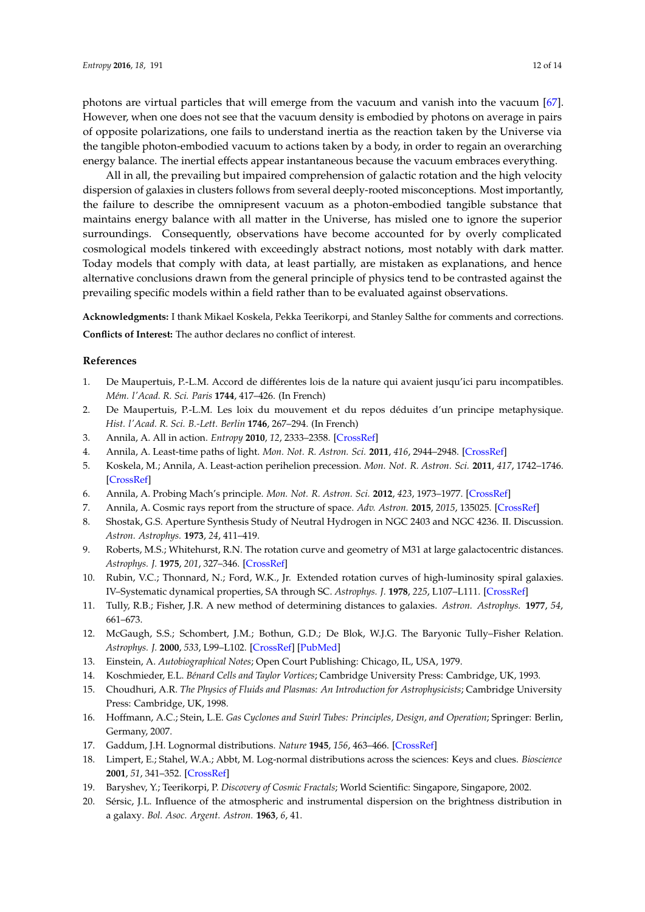photons are virtual particles that will emerge from the vacuum and vanish into the vacuum [67]. However, when one does not see that the vacuum density is embodied by photons on average in pairs of opposite polarizations, one fails to understand inertia as the reaction taken by the Universe via the tangible photon-embodied vacuum to actions taken by a body, in order to regain an overarching energy balance. The inertial effects appear instantaneous because the vacuum embraces everything.

All in all, the prevailing but impaired comprehension of galactic rotation and the high velocity dispersion of galaxies in clusters follows from several deeply-rooted misconceptions. Most importantly, the failure to describe the omnipresent vacuum as a photon-embodied tangible substance that maintains energy balance with all matter in the Universe, has misled one to ignore the superior surroundings. Consequently, observations have become accounted for by overly complicated cosmological models tinkered with exceedingly abstract notions, most notably with dark matter. Today models that comply with data, at least partially, are mistaken as explanations, and hence alternative conclusions drawn from the general principle of physics tend to be contrasted against the prevailing specific models within a field rather than to be evaluated against observations.

**Acknowledgments:** I thank Mikael Koskela, Pekka Teerikorpi, and Stanley Salthe for comments and corrections.

**Conflicts of Interest:** The author declares no conflict of interest.

## References

1. De Maupertuis, P.-L.M. Accord de différentes lois de la nature qui avaient jusqu'ici paru incompatibles. *Mém. l'Acad. R. Sci. Paris* **1744**, 417–426. (In French)
2. De Maupertuis, P.-L.M. Les loix du mouvement et du repos déduites d'un principe metaphysique. *Hist. l'Acad. R. Sci. B.-Lett. Berlin* **1746**, 267–294. (In French)
3. Annila, A. All in action. *Entropy* **2010**, *12*, 2333–2358. [CrossRef]
4. Annila, A. Least-time paths of light. *Mon. Not. R. Astron. Sci.* **2011**, *416*, 2944–2948. [CrossRef]
5. Koskela, M.; Annila, A. Least-action perihelion precession. *Mon. Not. R. Astron. Sci.* **2011**, *417*, 1742–1746. [CrossRef]
6. Annila, A. Probing Mach's principle. *Mon. Not. R. Astron. Sci.* **2012**, *423*, 1973–1977. [CrossRef]
7. Annila, A. Cosmic rays report from the structure of space. *Adv. Astron.* **2015**, *2015*, 135025. [CrossRef]
8. Shostak, G.S. Aperture Synthesis Study of Neutral Hydrogen in NGC 2403 and NGC 4236. II. Discussion. *Astron. Astrophys.* **1973**, *24*, 411–419.
9. Roberts, M.S.; Whitehurst, R.N. The rotation curve and geometry of M31 at large galactocentric distances. *Astrophys. J.* **1975**, *201*, 327–346. [CrossRef]
10. Rubin, V.C.; Thonnard, N.; Ford, W.K., Jr. Extended rotation curves of high-luminosity spiral galaxies. IV–Systematic dynamical properties, SA through SC. *Astrophys. J.* **1978**, *225*, L107–L111. [CrossRef]
11. Tully, R.B.; Fisher, J.R. A new method of determining distances to galaxies. *Astron. Astrophys.* **1977**, *54*, 661–673.
12. McGaugh, S.S.; Schombert, J.M.; Bothun, G.D.; De Blok, W.J.G. The Baryonic Tully–Fisher Relation. *Astrophys. J.* **2000**, *533*, L99–L102. [CrossRef] [PubMed]
13. Einstein, A. *Autobiographical Notes*; Open Court Publishing: Chicago, IL, USA, 1979.
14. Koschmieder, E.L. *Bénard Cells and Taylor Vortices*; Cambridge University Press: Cambridge, UK, 1993.
15. Choudhuri, A.R. *The Physics of Fluids and Plasmas: An Introduction for Astrophysicists*; Cambridge University Press: Cambridge, UK, 1998.
16. Hoffmann, A.C.; Stein, L.E. *Gas Cyclones and Swirl Tubes: Principles, Design, and Operation*; Springer: Berlin, Germany, 2007.
17. Gaddum, J.H. Lognormal distributions. *Nature* **1945**, *156*, 463–466. [CrossRef]
18. Limpert, E.; Stahel, W.A.; Abbt, M. Log-normal distributions across the sciences: Keys and clues. *Bioscience* **2001**, *51*, 341–352. [CrossRef]
19. Baryshev, Y.; Teerikorpi, P. *Discovery of Cosmic Fractals*; World Scientific: Singapore, Singapore, 2002.
20. Sérsic, J.L. Influence of the atmospheric and instrumental dispersion on the brightness distribution in a galaxy. *Bol. Asoc. Argent. Astron.* **1963**, *6*, 41.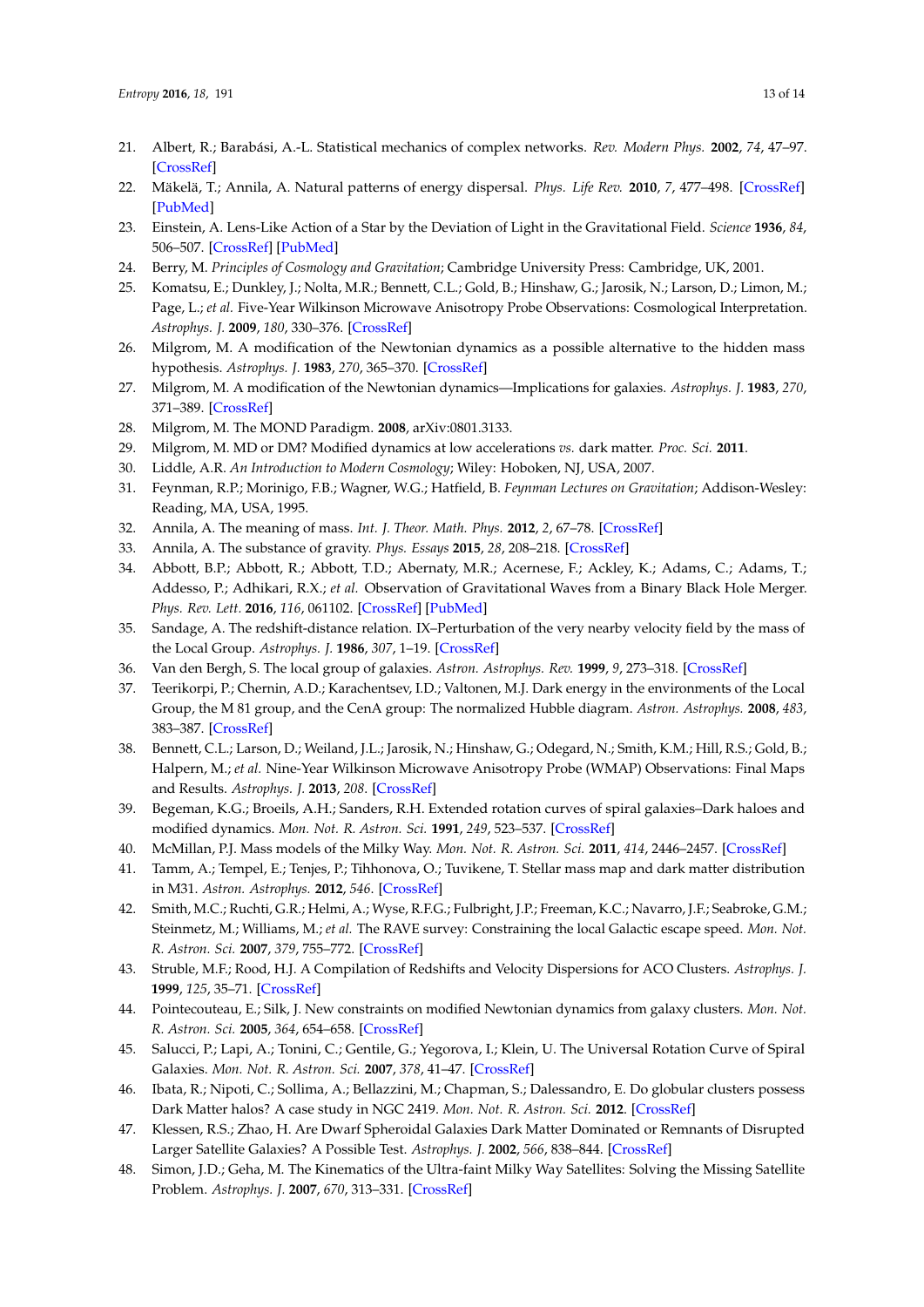21. Albert, R.; Barabási, A.-L. Statistical mechanics of complex networks. *Rev. Modern Phys.* **2002**, *74*, 47–97. [CrossRef]
22. Mäkelä, T.; Annila, A. Natural patterns of energy dispersal. *Phys. Life Rev.* **2010**, *7*, 477–498. [CrossRef] [PubMed]
23. Einstein, A. Lens-Like Action of a Star by the Deviation of Light in the Gravitational Field. *Science* **1936**, *84*, 506–507. [CrossRef] [PubMed]
24. Berry, M. *Principles of Cosmology and Gravitation*; Cambridge University Press: Cambridge, UK, 2001.
25. Komatsu, E.; Dunkley, J.; Nolta, M.R.; Bennett, C.L.; Gold, B.; Hinshaw, G.; Jarosik, N.; Larson, D.; Limon, M.; Page, L.; *et al.* Five-Year Wilkinson Microwave Anisotropy Probe Observations: Cosmological Interpretation. *Astrophys. J.* **2009**, *180*, 330–376. [CrossRef]
26. Milgrom, M. A modification of the Newtonian dynamics as a possible alternative to the hidden mass hypothesis. *Astrophys. J.* **1983**, *270*, 365–370. [CrossRef]
27. Milgrom, M. A modification of the Newtonian dynamics—Implications for galaxies. *Astrophys. J.* **1983**, *270*, 371–389. [CrossRef]
28. Milgrom, M. The MOND Paradigm. **2008**, arXiv:0801.3133.
29. Milgrom, M. MD or DM? Modified dynamics at low accelerations *vs.* dark matter. *Proc. Sci.* **2011**.
30. Liddle, A.R. *An Introduction to Modern Cosmology*; Wiley: Hoboken, NJ, USA, 2007.
31. Feynman, R.P.; Morinigo, F.B.; Wagner, W.G.; Hatfield, B. *Feynman Lectures on Gravitation*; Addison-Wesley: Reading, MA, USA, 1995.
32. Annila, A. The meaning of mass. *Int. J. Theor. Math. Phys.* **2012**, *2*, 67–78. [CrossRef]
33. Annila, A. The substance of gravity. *Phys. Essays* **2015**, *28*, 208–218. [CrossRef]
34. Abbott, B.P.; Abbott, R.; Abbott, T.D.; Abernaty, M.R.; Acernese, F.; Ackley, K.; Adams, C.; Adams, T.; Addesso, P.; Adhikari, R.X.; *et al.* Observation of Gravitational Waves from a Binary Black Hole Merger. *Phys. Rev. Lett.* **2016**, *116*, 061102. [CrossRef] [PubMed]
35. Sandage, A. The redshift-distance relation. IX–Perturbation of the very nearby velocity field by the mass of the Local Group. *Astrophys. J.* **1986**, *307*, 1–19. [CrossRef]
36. Van den Bergh, S. The local group of galaxies. *Astron. Astrophys. Rev.* **1999**, *9*, 273–318. [CrossRef]
37. Teerikorpi, P.; Chernin, A.D.; Karachentsev, I.D.; Valtonen, M.J. Dark energy in the environments of the Local Group, the M 81 group, and the CenA group: The normalized Hubble diagram. *Astron. Astrophys.* **2008**, *483*, 383–387. [CrossRef]
38. Bennett, C.L.; Larson, D.; Weiland, J.L.; Jarosik, N.; Hinshaw, G.; Odegard, N.; Smith, K.M.; Hill, R.S.; Gold, B.; Halpern, M.; *et al.* Nine-Year Wilkinson Microwave Anisotropy Probe (WMAP) Observations: Final Maps and Results. *Astrophys. J.* **2013**, *208*. [CrossRef]
39. Begeman, K.G.; Broeils, A.H.; Sanders, R.H. Extended rotation curves of spiral galaxies–Dark haloes and modified dynamics. *Mon. Not. R. Astron. Sci.* **1991**, *249*, 523–537. [CrossRef]
40. McMillan, P.J. Mass models of the Milky Way. *Mon. Not. R. Astron. Sci.* **2011**, *414*, 2446–2457. [CrossRef]
41. Tamm, A.; Tempel, E.; Tenjes, P.; Tihhonova, O.; Tuvikene, T. Stellar mass map and dark matter distribution in M31. *Astron. Astrophys.* **2012**, *546*. [CrossRef]
42. Smith, M.C.; Ruchti, G.R.; Helmi, A.; Wyse, R.F.G.; Fulbright, J.P.; Freeman, K.C.; Navarro, J.F.; Seabroke, G.M.; Steinmetz, M.; Williams, M.; *et al.* The RAVE survey: Constraining the local Galactic escape speed. *Mon. Not. R. Astron. Sci.* **2007**, *379*, 755–772. [CrossRef]
43. Struble, M.F.; Rood, H.J. A Compilation of Redshifts and Velocity Dispersions for ACO Clusters. *Astrophys. J.* **1999**, *125*, 35–71. [CrossRef]
44. Pointecouteau, E.; Silk, J. New constraints on modified Newtonian dynamics from galaxy clusters. *Mon. Not. R. Astron. Sci.* **2005**, *364*, 654–658. [CrossRef]
45. Salucci, P.; Lapi, A.; Tonini, C.; Gentile, G.; Yegorova, I.; Klein, U. The Universal Rotation Curve of Spiral Galaxies. *Mon. Not. R. Astron. Sci.* **2007**, *378*, 41–47. [CrossRef]
46. Ibata, R.; Nipoti, C.; Sollima, A.; Bellazzini, M.; Chapman, S.; Dalessandro, E. Do globular clusters possess Dark Matter halos? A case study in NGC 2419. *Mon. Not. R. Astron. Sci.* **2012**. [CrossRef]
47. Klessen, R.S.; Zhao, H. Are Dwarf Spheroidal Galaxies Dark Matter Dominated or Remnants of Disrupted Larger Satellite Galaxies? A Possible Test. *Astrophys. J.* **2002**, *566*, 838–844. [CrossRef]
48. Simon, J.D.; Geha, M. The Kinematics of the Ultra-faint Milky Way Satellites: Solving the Missing Satellite Problem. *Astrophys. J.* **2007**, *670*, 313–331. [CrossRef]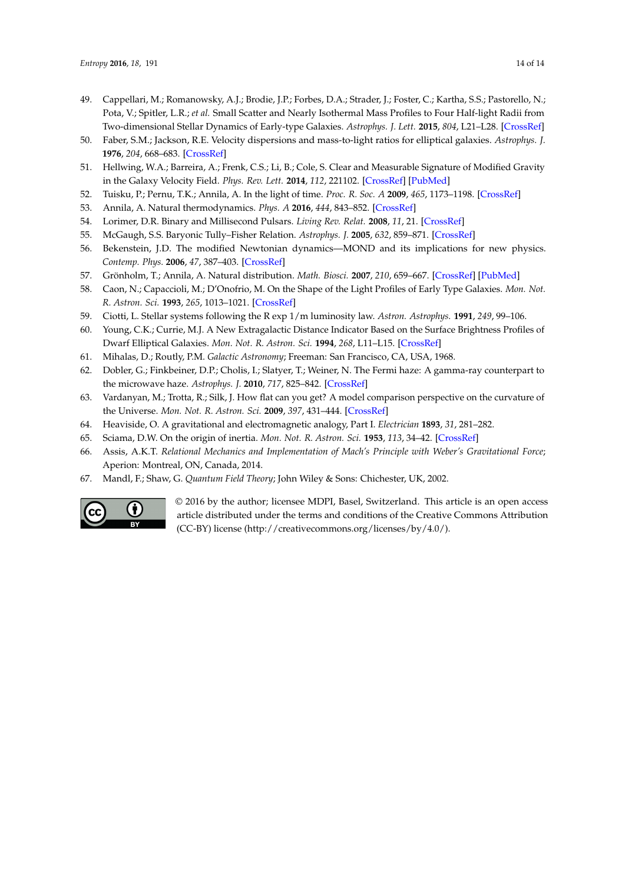49. Cappellari, M.; Romanowsky, A.J.; Brodie, J.P.; Forbes, D.A.; Strader, J.; Foster, C.; Kartha, S.S.; Pastorello, N.; Pota, V.; Spitler, L.R.; *et al.* Small Scatter and Nearly Isothermal Mass Profiles to Four Half-light Radii from Two-dimensional Stellar Dynamics of Early-type Galaxies. *Astrophys. J. Lett.* **2015**, *804*, L21–L28. [CrossRef]
50. Faber, S.M.; Jackson, R.E. Velocity dispersions and mass-to-light ratios for elliptical galaxies. *Astrophys. J.* **1976**, *204*, 668–683. [CrossRef]
51. Hellwing, W.A.; Barreira, A.; Frenk, C.S.; Li, B.; Cole, S. Clear and Measurable Signature of Modified Gravity in the Galaxy Velocity Field. *Phys. Rev. Lett.* **2014**, *112*, 221102. [CrossRef] [PubMed]
52. Tuisku, P.; Pernu, T.K.; Annila, A. In the light of time. *Proc. R. Soc. A* **2009**, *465*, 1173–1198. [CrossRef]
53. Annila, A. Natural thermodynamics. *Phys. A* **2016**, *444*, 843–852. [CrossRef]
54. Lorimer, D.R. Binary and Millisecond Pulsars. *Living Rev. Relat.* **2008**, *11*, 21. [CrossRef]
55. McGaugh, S.S. Baryonic Tully–Fisher Relation. *Astrophys. J.* **2005**, *632*, 859–871. [CrossRef]
56. Bekenstein, J.D. The modified Newtonian dynamics—MOND and its implications for new physics. *Contemp. Phys.* **2006**, *47*, 387–403. [CrossRef]
57. Grönholm, T.; Annila, A. Natural distribution. *Math. Biosci.* **2007**, *210*, 659–667. [CrossRef] [PubMed]
58. Caon, N.; Capaccioli, M.; D'Onofrio, M. On the Shape of the Light Profiles of Early Type Galaxies. *Mon. Not. R. Astron. Sci.* **1993**, *265*, 1013–1021. [CrossRef]
59. Ciotti, L. Stellar systems following the R exp 1/m luminosity law. *Astron. Astrophys.* **1991**, *249*, 99–106.
60. Young, C.K.; Currie, M.J. A New Extragalactic Distance Indicator Based on the Surface Brightness Profiles of Dwarf Elliptical Galaxies. *Mon. Not. R. Astron. Sci.* **1994**, *268*, L11–L15. [CrossRef]
61. Mihalas, D.; Routly, P.M. *Galactic Astronomy*; Freeman: San Francisco, CA, USA, 1968.
62. Dobler, G.; Finkbeiner, D.P.; Cholis, I.; Slatyer, T.; Weiner, N. The Fermi haze: A gamma-ray counterpart to the microwave haze. *Astrophys. J.* **2010**, *717*, 825–842. [CrossRef]
63. Vardanyan, M.; Trotta, R.; Silk, J. How flat can you get? A model comparison perspective on the curvature of the Universe. *Mon. Not. R. Astron. Sci.* **2009**, *397*, 431–444. [CrossRef]
64. Heaviside, O. A gravitational and electromagnetic analogy, Part I. *Electrician* **1893**, *31*, 281–282.
65. Sciama, D.W. On the origin of inertia. *Mon. Not. R. Astron. Sci.* **1953**, *113*, 34–42. [CrossRef]
66. Assis, A.K.T. *Relational Mechanics and Implementation of Mach's Principle with Weber's Gravitational Force*; Aperion: Montreal, ON, Canada, 2014.
67. Mandl, F.; Shaw, G. *Quantum Field Theory*; John Wiley & Sons: Chichester, UK, 2002.

© 2016 by the author; licensee MDPI, Basel, Switzerland. This article is an open access article distributed under the terms and conditions of the Creative Commons Attribution (CC-BY) license (http://creativecommons.org/licenses/by/4.0/).